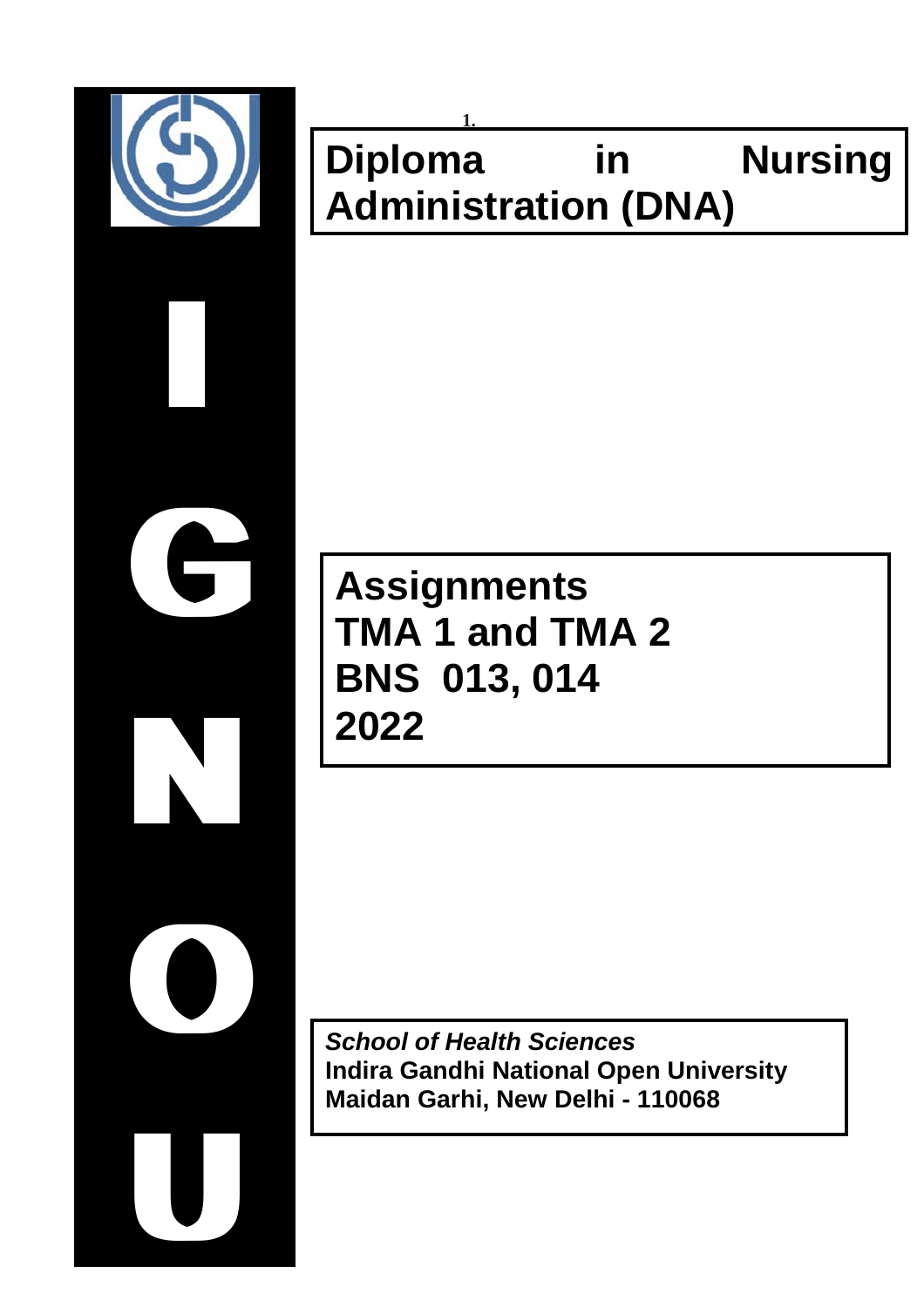# Diploma in Nursing Administration (DNA)

**Assignments**
**TMA 1 and TMA 2**
**BNS 013, 014**
**2022**

***School of Health Sciences***
**Indira Gandhi National Open University**
**Maidan Garhi, New Delhi - 110068**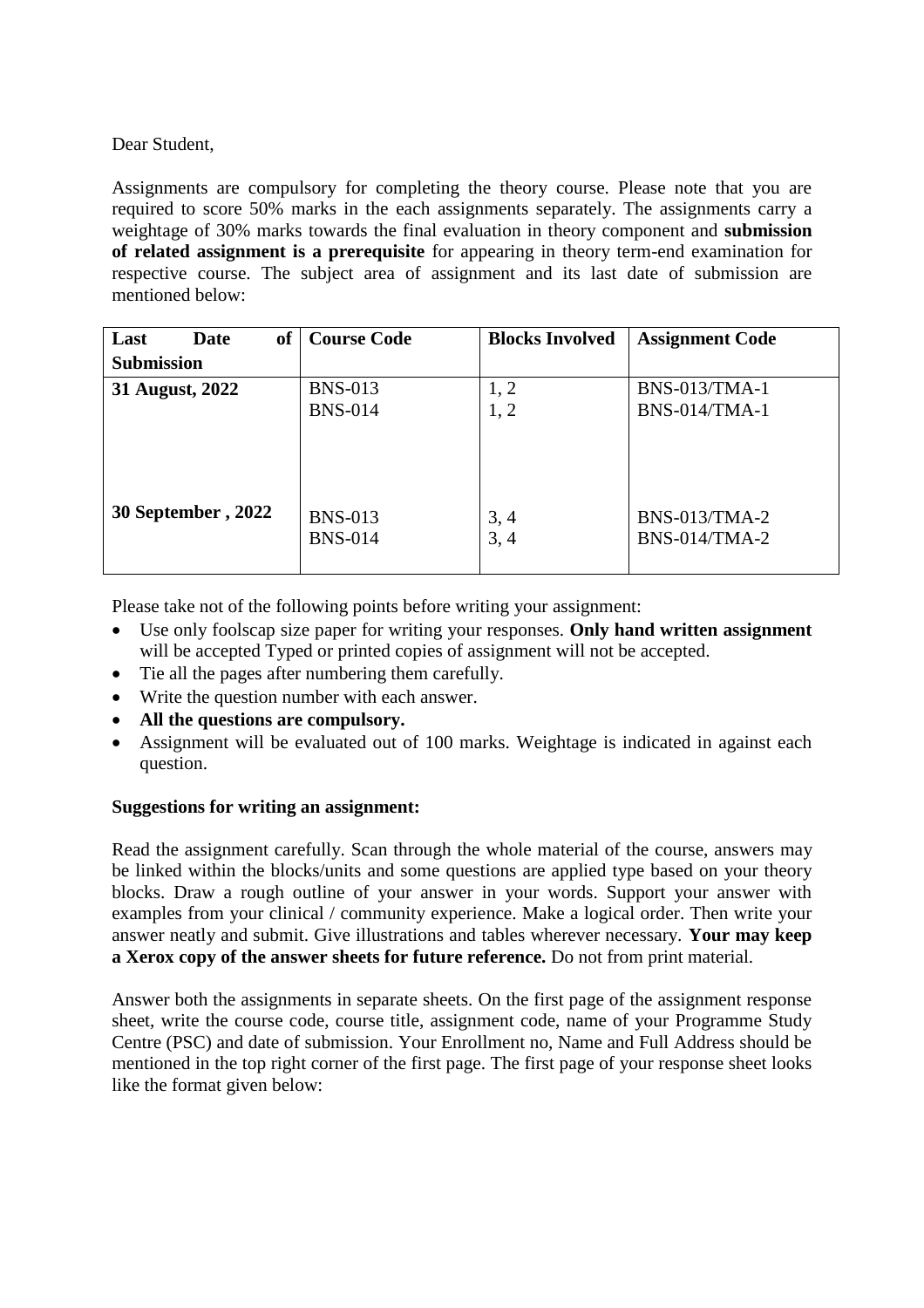Dear Student,

Assignments are compulsory for completing the theory course. Please note that you are required to score 50% marks in the each assignments separately. The assignments carry a weightage of 30% marks towards the final evaluation in theory component and **submission of related assignment is a prerequisite** for appearing in theory term-end examination for respective course. The subject area of assignment and its last date of submission are mentioned below:

| Last Date of Submission | Course Code | Blocks Involved | Assignment Code |
|---|---|---|---|
| **31 August, 2022** | BNS-013<br>BNS-014 | 1, 2<br>1, 2 | BNS-013/TMA-1<br>BNS-014/TMA-1 |
| **30 September , 2022** | BNS-013<br>BNS-014 | 3, 4<br>3, 4 | BNS-013/TMA-2<br>BNS-014/TMA-2 |

Please take not of the following points before writing your assignment:

- Use only foolscap size paper for writing your responses. **Only hand written assignment** will be accepted Typed or printed copies of assignment will not be accepted.
- Tie all the pages after numbering them carefully.
- Write the question number with each answer.
- **All the questions are compulsory.**
- Assignment will be evaluated out of 100 marks. Weightage is indicated in against each question.

**Suggestions for writing an assignment:**

Read the assignment carefully. Scan through the whole material of the course, answers may be linked within the blocks/units and some questions are applied type based on your theory blocks. Draw a rough outline of your answer in your words. Support your answer with examples from your clinical / community experience. Make a logical order. Then write your answer neatly and submit. Give illustrations and tables wherever necessary. **Your may keep a Xerox copy of the answer sheets for future reference.** Do not from print material.

Answer both the assignments in separate sheets. On the first page of the assignment response sheet, write the course code, course title, assignment code, name of your Programme Study Centre (PSC) and date of submission. Your Enrollment no, Name and Full Address should be mentioned in the top right corner of the first page. The first page of your response sheet looks like the format given below: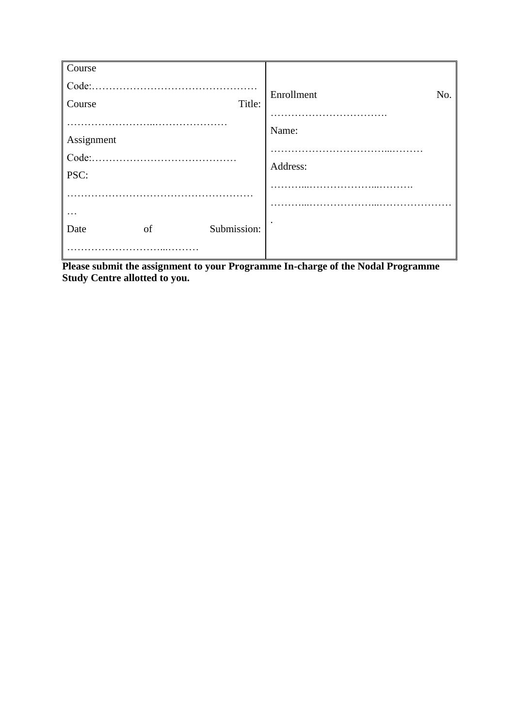| Course Code:………………………………………… | Enrollment No. ……………………………. |
| --- | --- |
| Course Title: ……………………..………………… | Name: ……………………………...……… |
| Assignment Code:…………………………………… | Address: ………...………………...………. |
| PSC: ……………………………………………… | ………...………………...………………… . |
| Date of Submission: ……………………...……… | |

**Please submit the assignment to your Programme In-charge of the Nodal Programme Study Centre allotted to you.**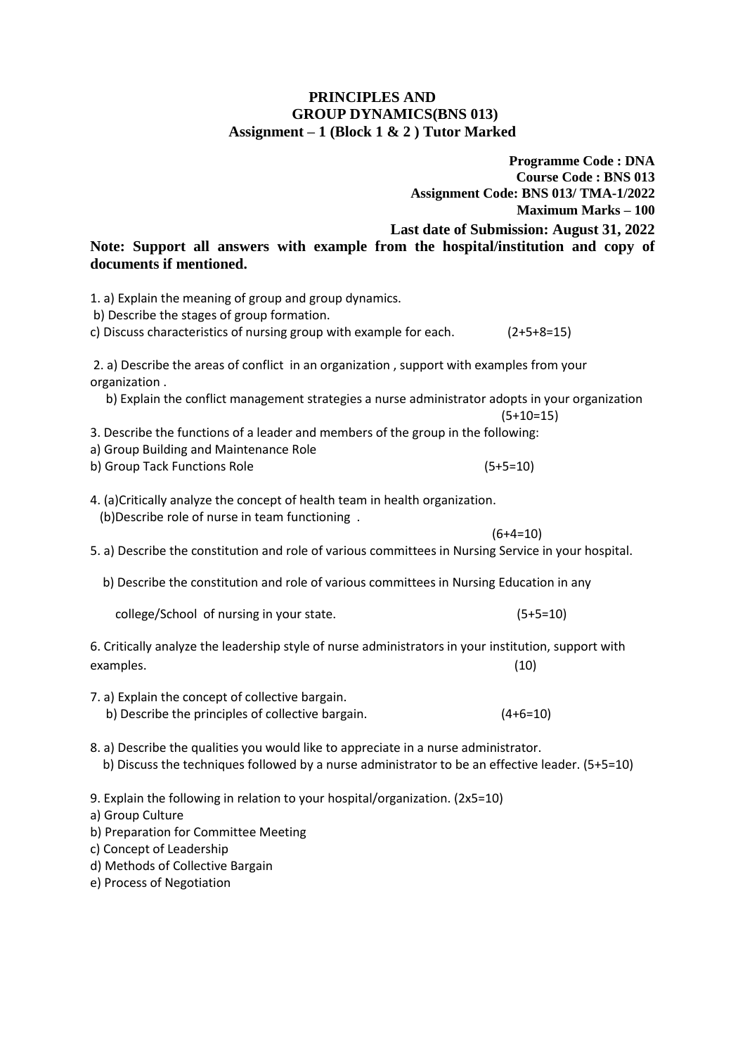# PRINCIPLES AND GROUP DYNAMICS(BNS 013)

## Assignment – 1 (Block 1 & 2 ) Tutor Marked

**Programme Code : DNA**
**Course Code : BNS 013**
**Assignment Code: BNS 013/ TMA-1/2022**
**Maximum Marks – 100**

**Last date of Submission: August 31, 2022**

**Note: Support all answers with example from the hospital/institution and copy of documents if mentioned.**

1. a) Explain the meaning of group and group dynamics.
   b) Describe the stages of group formation.
   c) Discuss characteristics of nursing group with example for each. (2+5+8=15)

2. a) Describe the areas of conflict in an organization , support with examples from your organization .
   b) Explain the conflict management strategies a nurse administrator adopts in your organization (5+10=15)

3. Describe the functions of a leader and members of the group in the following:
   a) Group Building and Maintenance Role
   b) Group Tack Functions Role (5+5=10)

4. (a)Critically analyze the concept of health team in health organization.
   (b)Describe role of nurse in team functioning . (6+4=10)

5. a) Describe the constitution and role of various committees in Nursing Service in your hospital.
   b) Describe the constitution and role of various committees in Nursing Education in any college/School of nursing in your state. (5+5=10)

6. Critically analyze the leadership style of nurse administrators in your institution, support with examples. (10)

7. a) Explain the concept of collective bargain.
   b) Describe the principles of collective bargain. (4+6=10)

8. a) Describe the qualities you would like to appreciate in a nurse administrator.
   b) Discuss the techniques followed by a nurse administrator to be an effective leader. (5+5=10)

9. Explain the following in relation to your hospital/organization. (2x5=10)
   a) Group Culture
   b) Preparation for Committee Meeting
   c) Concept of Leadership
   d) Methods of Collective Bargain
   e) Process of Negotiation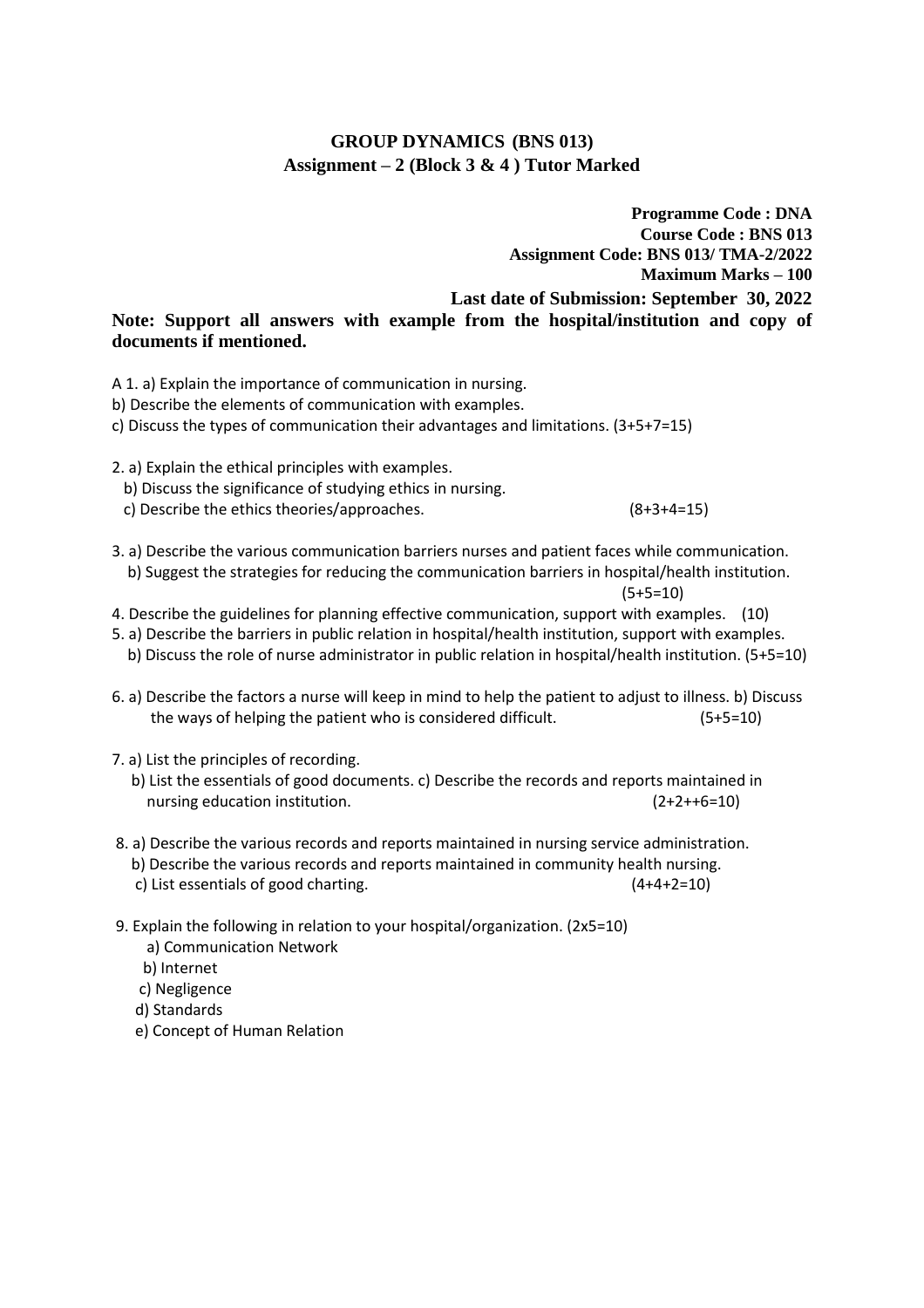# GROUP DYNAMICS (BNS 013)

## Assignment – 2 (Block 3 & 4 ) Tutor Marked

**Programme Code : DNA**
**Course Code : BNS 013**
**Assignment Code: BNS 013/ TMA-2/2022**
**Maximum Marks – 100**
**Last date of Submission: September 30, 2022**

**Note: Support all answers with example from the hospital/institution and copy of documents if mentioned.**

A 1. a) Explain the importance of communication in nursing.
b) Describe the elements of communication with examples.
c) Discuss the types of communication their advantages and limitations. (3+5+7=15)

2. a) Explain the ethical principles with examples.
b) Discuss the significance of studying ethics in nursing.
c) Describe the ethics theories/approaches. (8+3+4=15)

3. a) Describe the various communication barriers nurses and patient faces while communication.
b) Suggest the strategies for reducing the communication barriers in hospital/health institution. (5+5=10)

4. Describe the guidelines for planning effective communication, support with examples. (10)

5. a) Describe the barriers in public relation in hospital/health institution, support with examples.
b) Discuss the role of nurse administrator in public relation in hospital/health institution. (5+5=10)

6. a) Describe the factors a nurse will keep in mind to help the patient to adjust to illness. b) Discuss the ways of helping the patient who is considered difficult. (5+5=10)

7. a) List the principles of recording.
b) List the essentials of good documents. c) Describe the records and reports maintained in nursing education institution. (2+2++6=10)

8. a) Describe the various records and reports maintained in nursing service administration.
b) Describe the various records and reports maintained in community health nursing.
c) List essentials of good charting. (4+4+2=10)

9. Explain the following in relation to your hospital/organization. (2x5=10)
   a) Communication Network
   b) Internet
   c) Negligence
   d) Standards
   e) Concept of Human Relation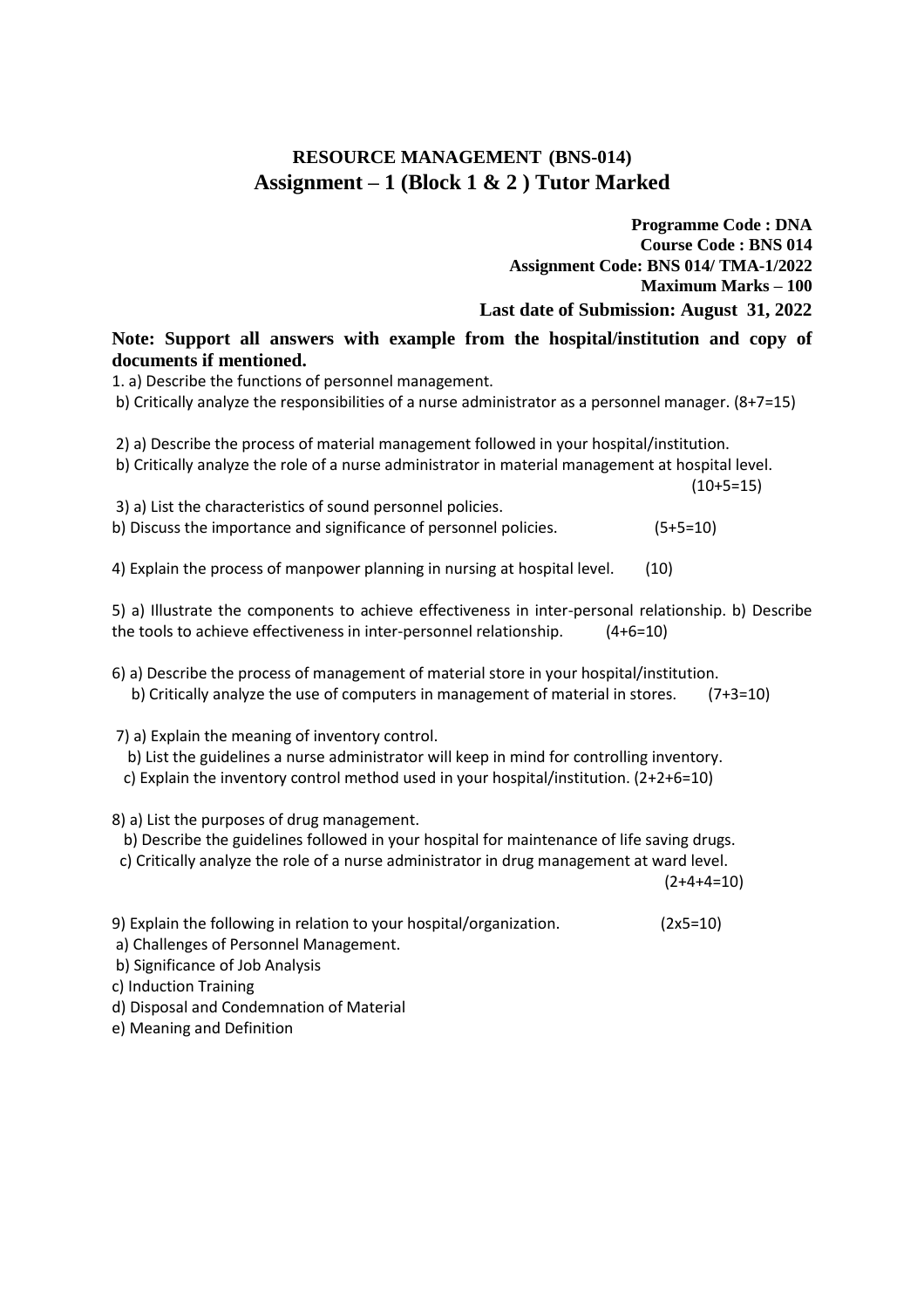# RESOURCE MANAGEMENT (BNS-014)

## Assignment – 1 (Block 1 & 2 ) Tutor Marked

**Programme Code : DNA**
**Course Code : BNS 014**
**Assignment Code: BNS 014/ TMA-1/2022**
**Maximum Marks – 100**
**Last date of Submission: August 31, 2022**

**Note: Support all answers with example from the hospital/institution and copy of documents if mentioned.**

1. a) Describe the functions of personnel management.
   b) Critically analyze the responsibilities of a nurse administrator as a personnel manager. (8+7=15)

2) a) Describe the process of material management followed in your hospital/institution.
   b) Critically analyze the role of a nurse administrator in material management at hospital level. (10+5=15)

3) a) List the characteristics of sound personnel policies.
   b) Discuss the importance and significance of personnel policies. (5+5=10)

4) Explain the process of manpower planning in nursing at hospital level. (10)

5) a) Illustrate the components to achieve effectiveness in inter-personal relationship. b) Describe the tools to achieve effectiveness in inter-personnel relationship. (4+6=10)

6) a) Describe the process of management of material store in your hospital/institution.
   b) Critically analyze the use of computers in management of material in stores. (7+3=10)

7) a) Explain the meaning of inventory control.
   b) List the guidelines a nurse administrator will keep in mind for controlling inventory.
   c) Explain the inventory control method used in your hospital/institution. (2+2+6=10)

8) a) List the purposes of drug management.
   b) Describe the guidelines followed in your hospital for maintenance of life saving drugs.
   c) Critically analyze the role of a nurse administrator in drug management at ward level. (2+4+4=10)

9) Explain the following in relation to your hospital/organization. (2x5=10)
   a) Challenges of Personnel Management.
   b) Significance of Job Analysis
   c) Induction Training
   d) Disposal and Condemnation of Material
   e) Meaning and Definition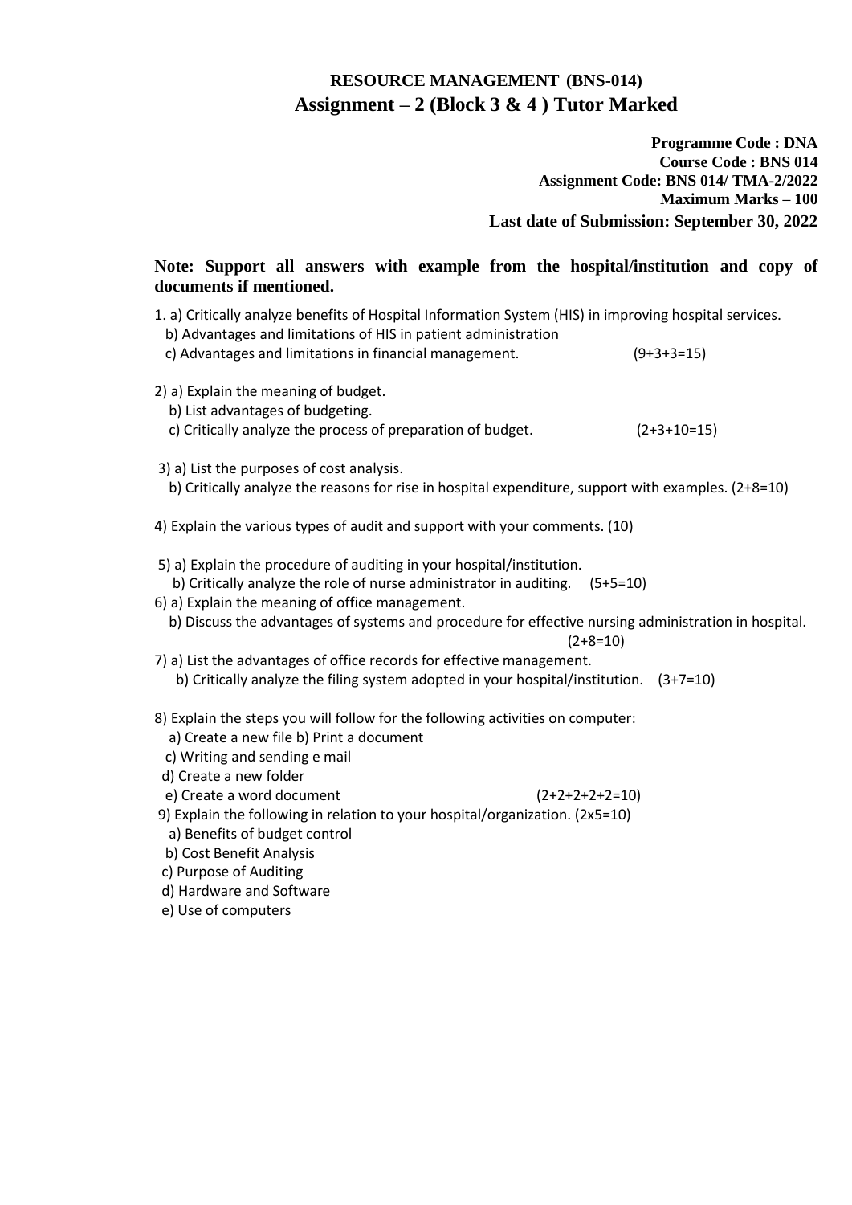# RESOURCE MANAGEMENT (BNS-014)

## Assignment – 2 (Block 3 & 4 ) Tutor Marked

**Programme Code : DNA**
**Course Code : BNS 014**
**Assignment Code: BNS 014/ TMA-2/2022**
**Maximum Marks – 100**
**Last date of Submission: September 30, 2022**

**Note: Support all answers with example from the hospital/institution and copy of documents if mentioned.**

1. a) Critically analyze benefits of Hospital Information System (HIS) in improving hospital services.
   b) Advantages and limitations of HIS in patient administration
   c) Advantages and limitations in financial management. (9+3+3=15)

2) a) Explain the meaning of budget.
   b) List advantages of budgeting.
   c) Critically analyze the process of preparation of budget. (2+3+10=15)

3) a) List the purposes of cost analysis.
   b) Critically analyze the reasons for rise in hospital expenditure, support with examples. (2+8=10)

4) Explain the various types of audit and support with your comments. (10)

5) a) Explain the procedure of auditing in your hospital/institution.
   b) Critically analyze the role of nurse administrator in auditing. (5+5=10)

6) a) Explain the meaning of office management.
   b) Discuss the advantages of systems and procedure for effective nursing administration in hospital. (2+8=10)

7) a) List the advantages of office records for effective management.
   b) Critically analyze the filing system adopted in your hospital/institution. (3+7=10)

8) Explain the steps you will follow for the following activities on computer:
   a) Create a new file b) Print a document
   c) Writing and sending e mail
   d) Create a new folder
   e) Create a word document (2+2+2+2+2=10)

9) Explain the following in relation to your hospital/organization. (2x5=10)
   a) Benefits of budget control
   b) Cost Benefit Analysis
   c) Purpose of Auditing
   d) Hardware and Software
   e) Use of computers